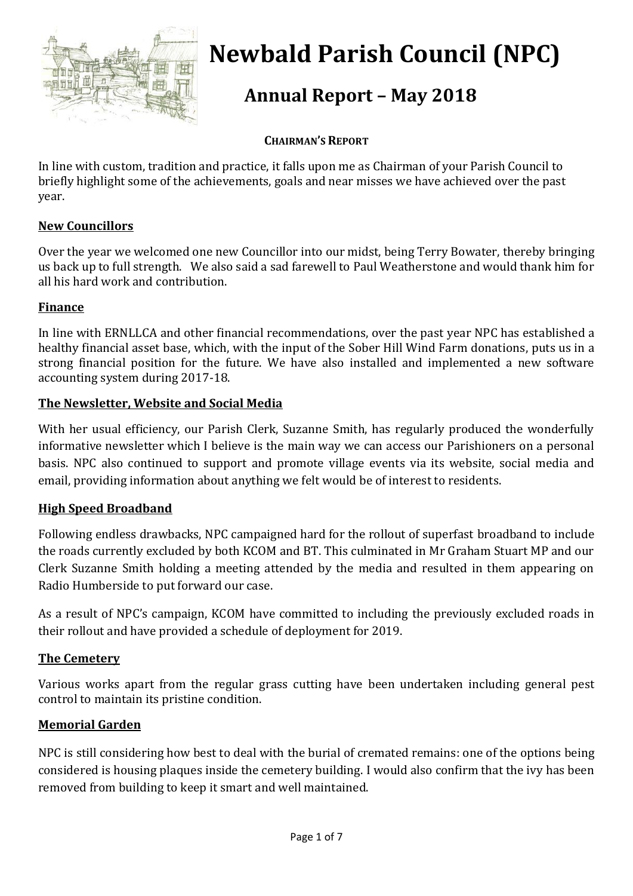# Newbald Parish Council (NPC)

## Annual Report – May 2018

### CHAIRMAN'S REPORT

In line with custom, tradition and practice, it falls upon me as Chairman of your Parish Council to briefly highlight some of the achievements, goals and near misses we have achieved over the past year.

**New Councillors**

Over the year we welcomed one new Councillor into our midst, being Terry Bowater, thereby bringing us back up to full strength. We also said a sad farewell to Paul Weatherstone and would thank him for all his hard work and contribution.

**Finance**

In line with ERNLLCA and other financial recommendations, over the past year NPC has established a healthy financial asset base, which, with the input of the Sober Hill Wind Farm donations, puts us in a strong financial position for the future. We have also installed and implemented a new software accounting system during 2017-18.

**The Newsletter, Website and Social Media**

With her usual efficiency, our Parish Clerk, Suzanne Smith, has regularly produced the wonderfully informative newsletter which I believe is the main way we can access our Parishioners on a personal basis. NPC also continued to support and promote village events via its website, social media and email, providing information about anything we felt would be of interest to residents.

**High Speed Broadband**

Following endless drawbacks, NPC campaigned hard for the rollout of superfast broadband to include the roads currently excluded by both KCOM and BT. This culminated in Mr Graham Stuart MP and our Clerk Suzanne Smith holding a meeting attended by the media and resulted in them appearing on Radio Humberside to put forward our case.

As a result of NPC's campaign, KCOM have committed to including the previously excluded roads in their rollout and have provided a schedule of deployment for 2019.

**The Cemetery**

Various works apart from the regular grass cutting have been undertaken including general pest control to maintain its pristine condition.

**Memorial Garden**

NPC is still considering how best to deal with the burial of cremated remains: one of the options being considered is housing plaques inside the cemetery building. I would also confirm that the ivy has been removed from building to keep it smart and well maintained.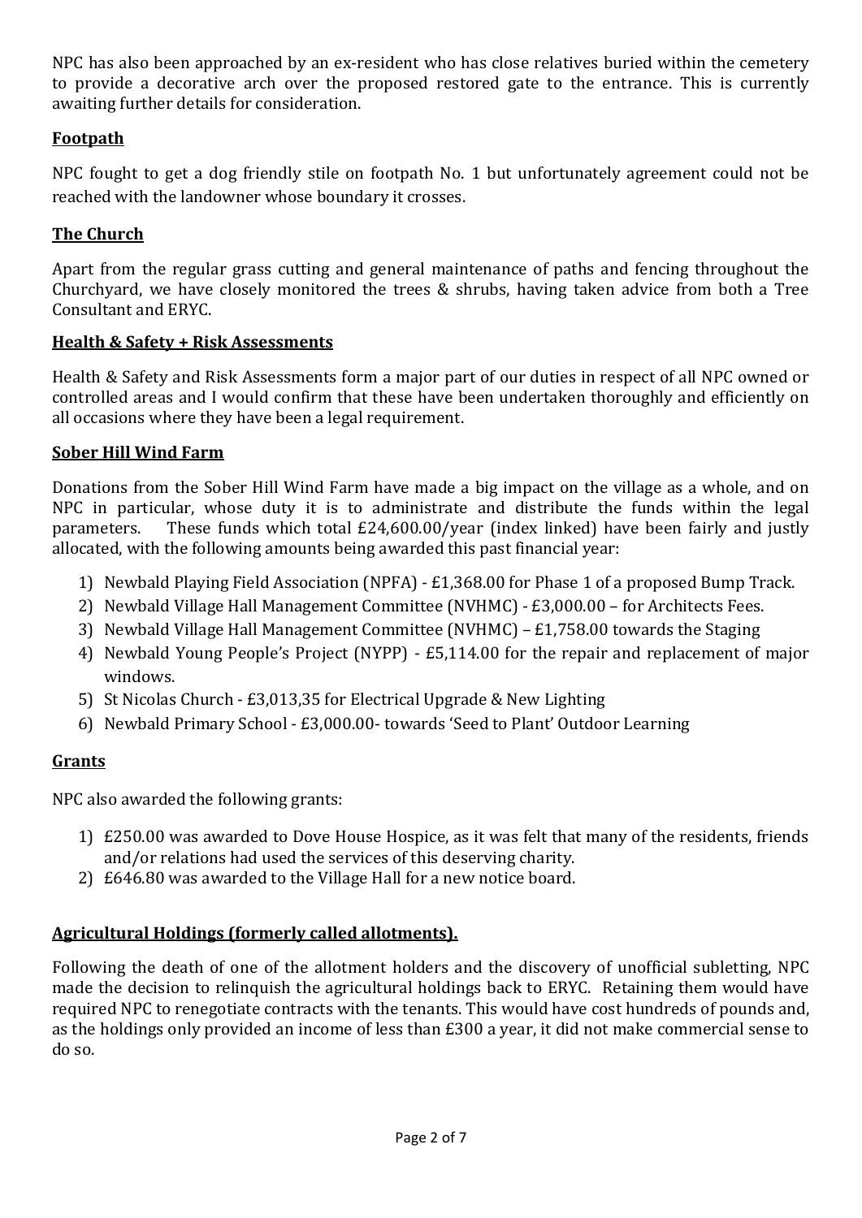NPC has also been approached by an ex-resident who has close relatives buried within the cemetery to provide a decorative arch over the proposed restored gate to the entrance. This is currently awaiting further details for consideration.

## Footpath

NPC fought to get a dog friendly stile on footpath No. 1 but unfortunately agreement could not be reached with the landowner whose boundary it crosses.

## The Church

Apart from the regular grass cutting and general maintenance of paths and fencing throughout the Churchyard, we have closely monitored the trees & shrubs, having taken advice from both a Tree Consultant and ERYC.

## Health & Safety + Risk Assessments

Health & Safety and Risk Assessments form a major part of our duties in respect of all NPC owned or controlled areas and I would confirm that these have been undertaken thoroughly and efficiently on all occasions where they have been a legal requirement.

## Sober Hill Wind Farm

Donations from the Sober Hill Wind Farm have made a big impact on the village as a whole, and on NPC in particular, whose duty it is to administrate and distribute the funds within the legal parameters. These funds which total £24,600.00/year (index linked) have been fairly and justly allocated, with the following amounts being awarded this past financial year:

1) Newbald Playing Field Association (NPFA) - £1,368.00 for Phase 1 of a proposed Bump Track.
2) Newbald Village Hall Management Committee (NVHMC) - £3,000.00 – for Architects Fees.
3) Newbald Village Hall Management Committee (NVHMC) – £1,758.00 towards the Staging
4) Newbald Young People's Project (NYPP) - £5,114.00 for the repair and replacement of major windows.
5) St Nicolas Church - £3,013,35 for Electrical Upgrade & New Lighting
6) Newbald Primary School - £3,000.00- towards 'Seed to Plant' Outdoor Learning

## Grants

NPC also awarded the following grants:

1) £250.00 was awarded to Dove House Hospice, as it was felt that many of the residents, friends and/or relations had used the services of this deserving charity.
2) £646.80 was awarded to the Village Hall for a new notice board.

## Agricultural Holdings (formerly called allotments).

Following the death of one of the allotment holders and the discovery of unofficial subletting, NPC made the decision to relinquish the agricultural holdings back to ERYC. Retaining them would have required NPC to renegotiate contracts with the tenants. This would have cost hundreds of pounds and, as the holdings only provided an income of less than £300 a year, it did not make commercial sense to do so.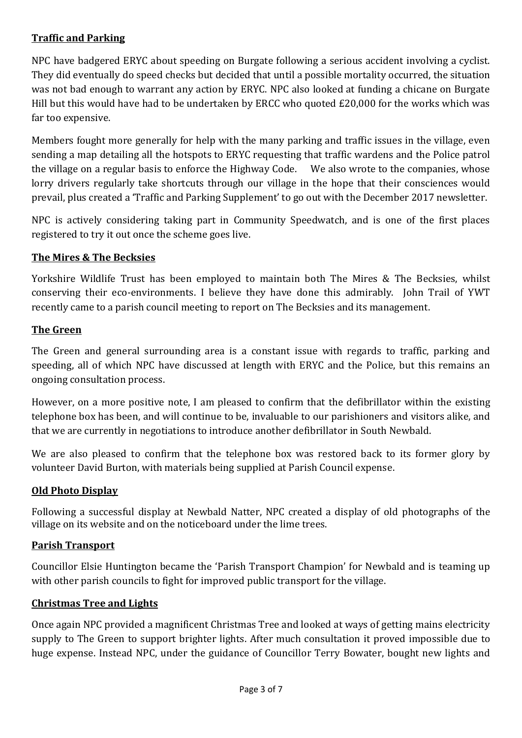**Traffic and Parking**

NPC have badgered ERYC about speeding on Burgate following a serious accident involving a cyclist. They did eventually do speed checks but decided that until a possible mortality occurred, the situation was not bad enough to warrant any action by ERYC. NPC also looked at funding a chicane on Burgate Hill but this would have had to be undertaken by ERCC who quoted £20,000 for the works which was far too expensive.

Members fought more generally for help with the many parking and traffic issues in the village, even sending a map detailing all the hotspots to ERYC requesting that traffic wardens and the Police patrol the village on a regular basis to enforce the Highway Code. We also wrote to the companies, whose lorry drivers regularly take shortcuts through our village in the hope that their consciences would prevail, plus created a 'Traffic and Parking Supplement' to go out with the December 2017 newsletter.

NPC is actively considering taking part in Community Speedwatch, and is one of the first places registered to try it out once the scheme goes live.

**The Mires & The Becksies**

Yorkshire Wildlife Trust has been employed to maintain both The Mires & The Becksies, whilst conserving their eco-environments. I believe they have done this admirably. John Trail of YWT recently came to a parish council meeting to report on The Becksies and its management.

**The Green**

The Green and general surrounding area is a constant issue with regards to traffic, parking and speeding, all of which NPC have discussed at length with ERYC and the Police, but this remains an ongoing consultation process.

However, on a more positive note, I am pleased to confirm that the defibrillator within the existing telephone box has been, and will continue to be, invaluable to our parishioners and visitors alike, and that we are currently in negotiations to introduce another defibrillator in South Newbald.

We are also pleased to confirm that the telephone box was restored back to its former glory by volunteer David Burton, with materials being supplied at Parish Council expense.

**Old Photo Display**

Following a successful display at Newbald Natter, NPC created a display of old photographs of the village on its website and on the noticeboard under the lime trees.

**Parish Transport**

Councillor Elsie Huntington became the 'Parish Transport Champion' for Newbald and is teaming up with other parish councils to fight for improved public transport for the village.

**Christmas Tree and Lights**

Once again NPC provided a magnificent Christmas Tree and looked at ways of getting mains electricity supply to The Green to support brighter lights. After much consultation it proved impossible due to huge expense. Instead NPC, under the guidance of Councillor Terry Bowater, bought new lights and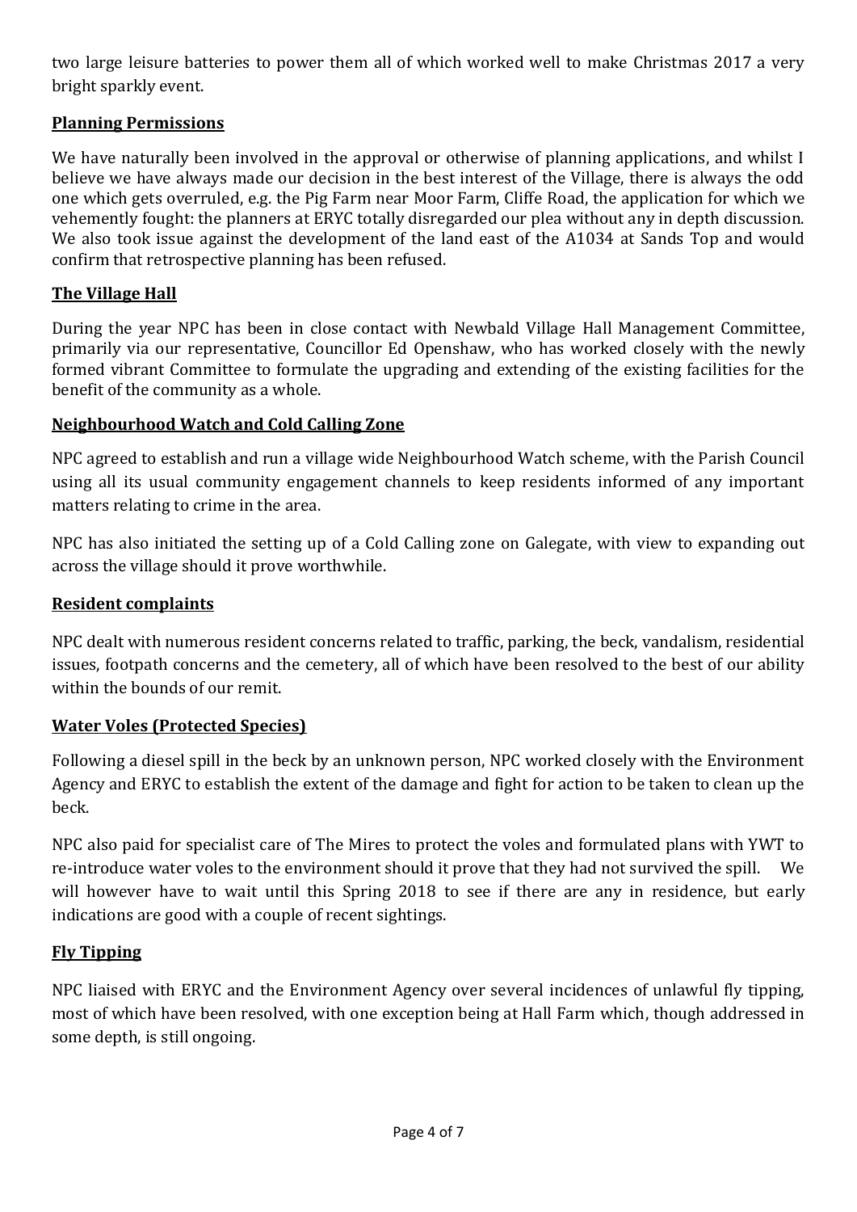two large leisure batteries to power them all of which worked well to make Christmas 2017 a very bright sparkly event.

## Planning Permissions

We have naturally been involved in the approval or otherwise of planning applications, and whilst I believe we have always made our decision in the best interest of the Village, there is always the odd one which gets overruled, e.g. the Pig Farm near Moor Farm, Cliffe Road, the application for which we vehemently fought: the planners at ERYC totally disregarded our plea without any in depth discussion. We also took issue against the development of the land east of the A1034 at Sands Top and would confirm that retrospective planning has been refused.

## The Village Hall

During the year NPC has been in close contact with Newbald Village Hall Management Committee, primarily via our representative, Councillor Ed Openshaw, who has worked closely with the newly formed vibrant Committee to formulate the upgrading and extending of the existing facilities for the benefit of the community as a whole.

## Neighbourhood Watch and Cold Calling Zone

NPC agreed to establish and run a village wide Neighbourhood Watch scheme, with the Parish Council using all its usual community engagement channels to keep residents informed of any important matters relating to crime in the area.

NPC has also initiated the setting up of a Cold Calling zone on Galegate, with view to expanding out across the village should it prove worthwhile.

## Resident complaints

NPC dealt with numerous resident concerns related to traffic, parking, the beck, vandalism, residential issues, footpath concerns and the cemetery, all of which have been resolved to the best of our ability within the bounds of our remit.

## Water Voles (Protected Species)

Following a diesel spill in the beck by an unknown person, NPC worked closely with the Environment Agency and ERYC to establish the extent of the damage and fight for action to be taken to clean up the beck.

NPC also paid for specialist care of The Mires to protect the voles and formulated plans with YWT to re-introduce water voles to the environment should it prove that they had not survived the spill. We will however have to wait until this Spring 2018 to see if there are any in residence, but early indications are good with a couple of recent sightings.

## Fly Tipping

NPC liaised with ERYC and the Environment Agency over several incidences of unlawful fly tipping, most of which have been resolved, with one exception being at Hall Farm which, though addressed in some depth, is still ongoing.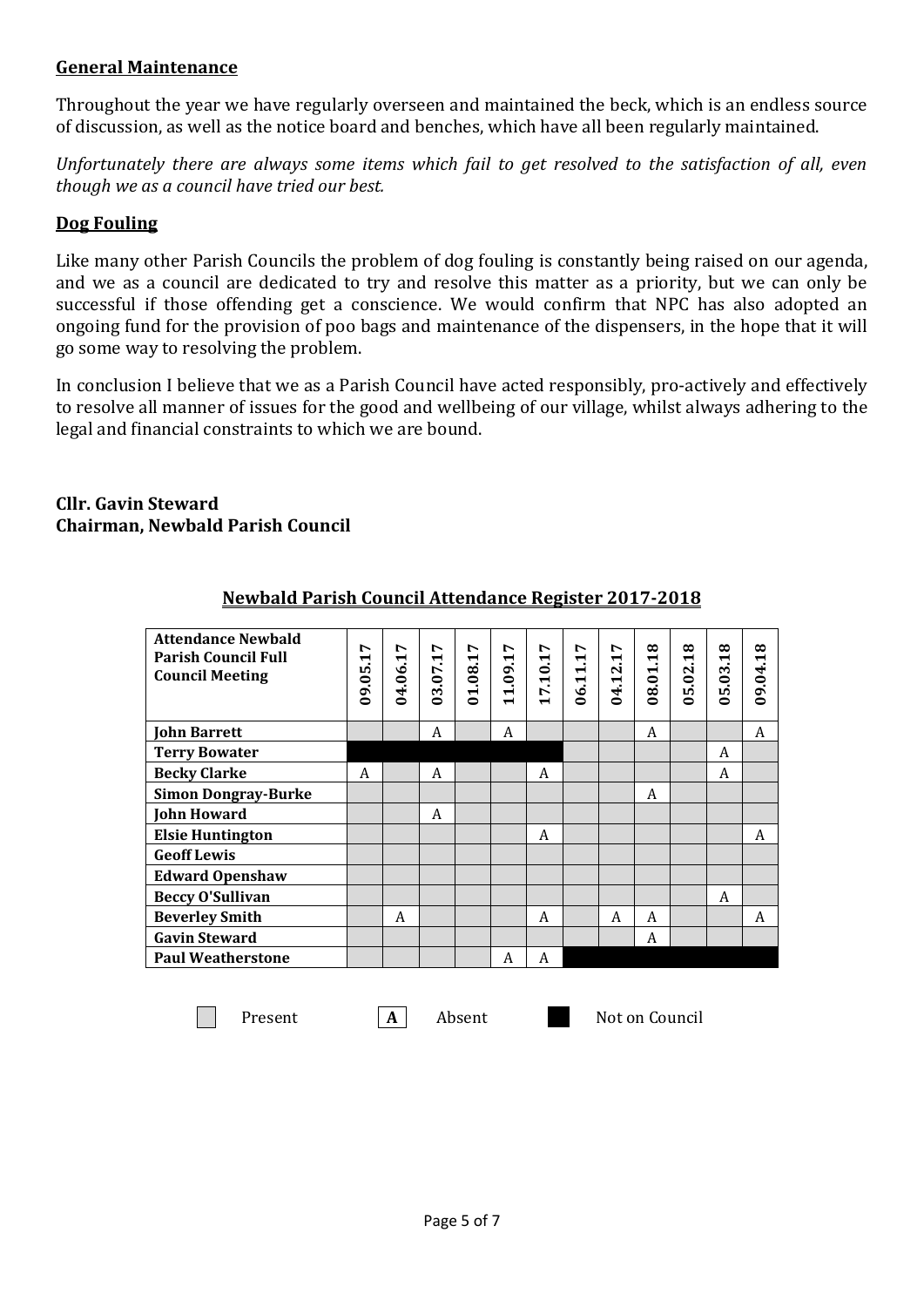## General Maintenance

Throughout the year we have regularly overseen and maintained the beck, which is an endless source of discussion, as well as the notice board and benches, which have all been regularly maintained.

*Unfortunately there are always some items which fail to get resolved to the satisfaction of all, even though we as a council have tried our best.*

## Dog Fouling

Like many other Parish Councils the problem of dog fouling is constantly being raised on our agenda, and we as a council are dedicated to try and resolve this matter as a priority, but we can only be successful if those offending get a conscience. We would confirm that NPC has also adopted an ongoing fund for the provision of poo bags and maintenance of the dispensers, in the hope that it will go some way to resolving the problem.

In conclusion I believe that we as a Parish Council have acted responsibly, pro-actively and effectively to resolve all manner of issues for the good and wellbeing of our village, whilst always adhering to the legal and financial constraints to which we are bound.

**Cllr. Gavin Steward**
**Chairman, Newbald Parish Council**

## Newbald Parish Council Attendance Register 2017-2018

| Attendance Newbald Parish Council Full Council Meeting | 09.05.17 | 04.06.17 | 03.07.17 | 01.08.17 | 11.09.17 | 17.10.17 | 06.11.17 | 04.12.17 | 08.01.18 | 05.02.18 | 05.03.18 | 09.04.18 |
|---|---|---|---|---|---|---|---|---|---|---|---|---|
| **John Barrett** | | | A | | A | | | | A | | | A |
| **Terry Bowater** | Not on Council | Not on Council | Not on Council | Not on Council | Not on Council | Not on Council | | | | | A | |
| **Becky Clarke** | A | | A | | | A | | | | | A | |
| **Simon Dongray-Burke** | | | | | | | | | A | | | |
| **John Howard** | | | A | | | | | | | | | |
| **Elsie Huntington** | | | | | | A | | | | | | A |
| **Geoff Lewis** | | | | | | | | | | | | |
| **Edward Openshaw** | | | | | | | | | | | | |
| **Beccy O'Sullivan** | | | | | | | | | | | A | |
| **Beverley Smith** | | A | | | | A | | A | A | | | A |
| **Gavin Steward** | | | | | | | | | A | | | |
| **Paul Weatherstone** | | | | | A | A | Not on Council | Not on Council | Not on Council | Not on Council | Not on Council | Not on Council |

Present | **A** Absent | Not on Council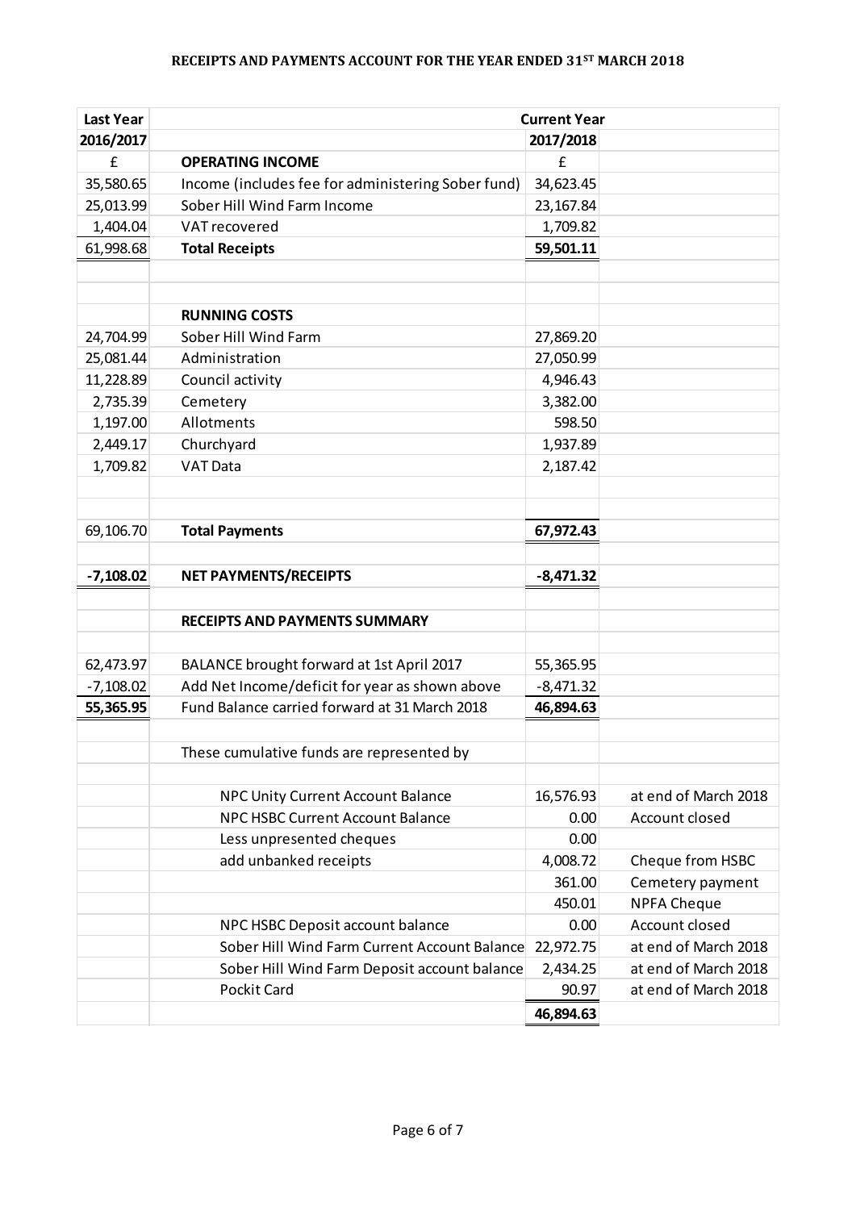# RECEIPTS AND PAYMENTS ACCOUNT FOR THE YEAR ENDED 31[ST] MARCH 2018

| Last Year | | Current Year | |
|---|---|---|---|
| 2016/2017 | | 2017/2018 | |
| £ | **OPERATING INCOME** | £ | |
| 35,580.65 | Income (includes fee for administering Sober fund) | 34,623.45 | |
| 25,013.99 | Sober Hill Wind Farm Income | 23,167.84 | |
| 1,404.04 | VAT recovered | 1,709.82 | |
| 61,998.68 | **Total Receipts** | **59,501.11** | |
| | | | |
| | | | |
| | **RUNNING COSTS** | | |
| 24,704.99 | Sober Hill Wind Farm | 27,869.20 | |
| 25,081.44 | Administration | 27,050.99 | |
| 11,228.89 | Council activity | 4,946.43 | |
| 2,735.39 | Cemetery | 3,382.00 | |
| 1,197.00 | Allotments | 598.50 | |
| 2,449.17 | Churchyard | 1,937.89 | |
| 1,709.82 | VAT Data | 2,187.42 | |
| | | | |
| | | | |
| 69,106.70 | **Total Payments** | **67,972.43** | |
| | | | |
| **-7,108.02** | **NET PAYMENTS/RECEIPTS** | **-8,471.32** | |
| | | | |
| | **RECEIPTS AND PAYMENTS SUMMARY** | | |
| | | | |
| 62,473.97 | BALANCE brought forward at 1st April 2017 | 55,365.95 | |
| -7,108.02 | Add Net Income/deficit for year as shown above | -8,471.32 | |
| **55,365.95** | Fund Balance carried forward at 31 March 2018 | **46,894.63** | |
| | | | |
| | These cumulative funds are represented by | | |
| | | | |
| | NPC Unity Current Account Balance | 16,576.93 | at end of March 2018 |
| | NPC HSBC Current Account Balance | 0.00 | Account closed |
| | Less unpresented cheques | 0.00 | |
| | add unbanked receipts | 4,008.72 | Cheque from HSBC |
| | | 361.00 | Cemetery payment |
| | | 450.01 | NPFA Cheque |
| | NPC HSBC Deposit account balance | 0.00 | Account closed |
| | Sober Hill Wind Farm Current Account Balance | 22,972.75 | at end of March 2018 |
| | Sober Hill Wind Farm Deposit account balance | 2,434.25 | at end of March 2018 |
| | Pockit Card | 90.97 | at end of March 2018 |
| | | **46,894.63** | |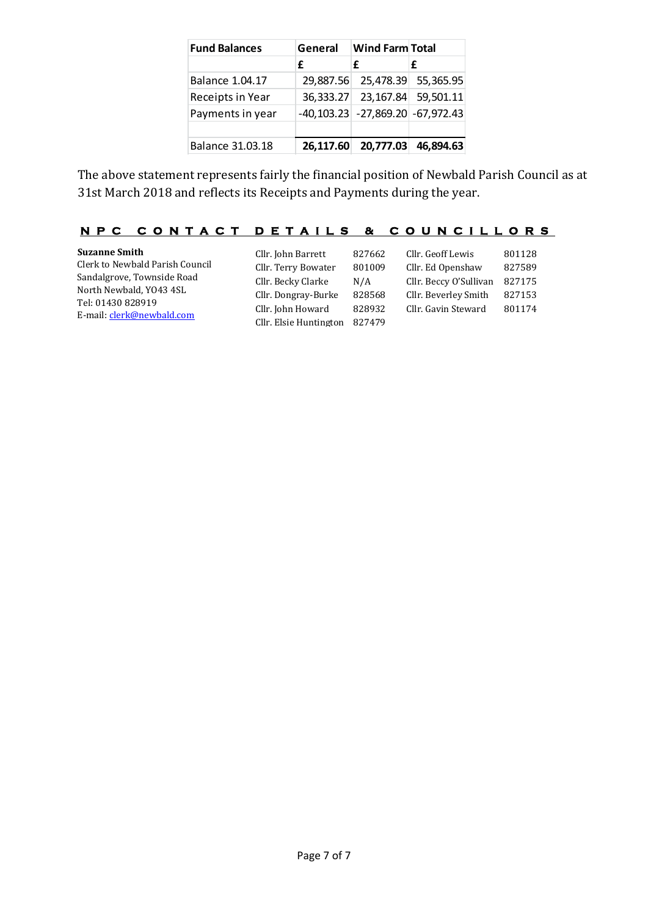| Fund Balances | General | Wind Farm | Total |
|---|---|---|---|
| | £ | £ | £ |
| Balance 1.04.17 | 29,887.56 | 25,478.39 | 55,365.95 |
| Receipts in Year | 36,333.27 | 23,167.84 | 59,501.11 |
| Payments in year | -40,103.23 | -27,869.20 | -67,972.43 |
| | | | |
| Balance 31.03.18 | **26,117.60** | **20,777.03** | **46,894.63** |

The above statement represents fairly the financial position of Newbald Parish Council as at 31st March 2018 and reflects its Receipts and Payments during the year.

## NPC CONTACT DETAILS & COUNCILLORS

**Suzanne Smith**
Clerk to Newbald Parish Council
Sandalgrove, Townside Road
North Newbald, YO43 4SL
Tel: 01430 828919
E-mail: clerk@newbald.com

| | | | |
|---|---|---|---|
| Cllr. John Barrett | 827662 | Cllr. Geoff Lewis | 801128 |
| Cllr. Terry Bowater | 801009 | Cllr. Ed Openshaw | 827589 |
| Cllr. Becky Clarke | N/A | Cllr. Beccy O'Sullivan | 827175 |
| Cllr. Dongray-Burke | 828568 | Cllr. Beverley Smith | 827153 |
| Cllr. John Howard | 828932 | Cllr. Gavin Steward | 801174 |
| Cllr. Elsie Huntington | 827479 | | |